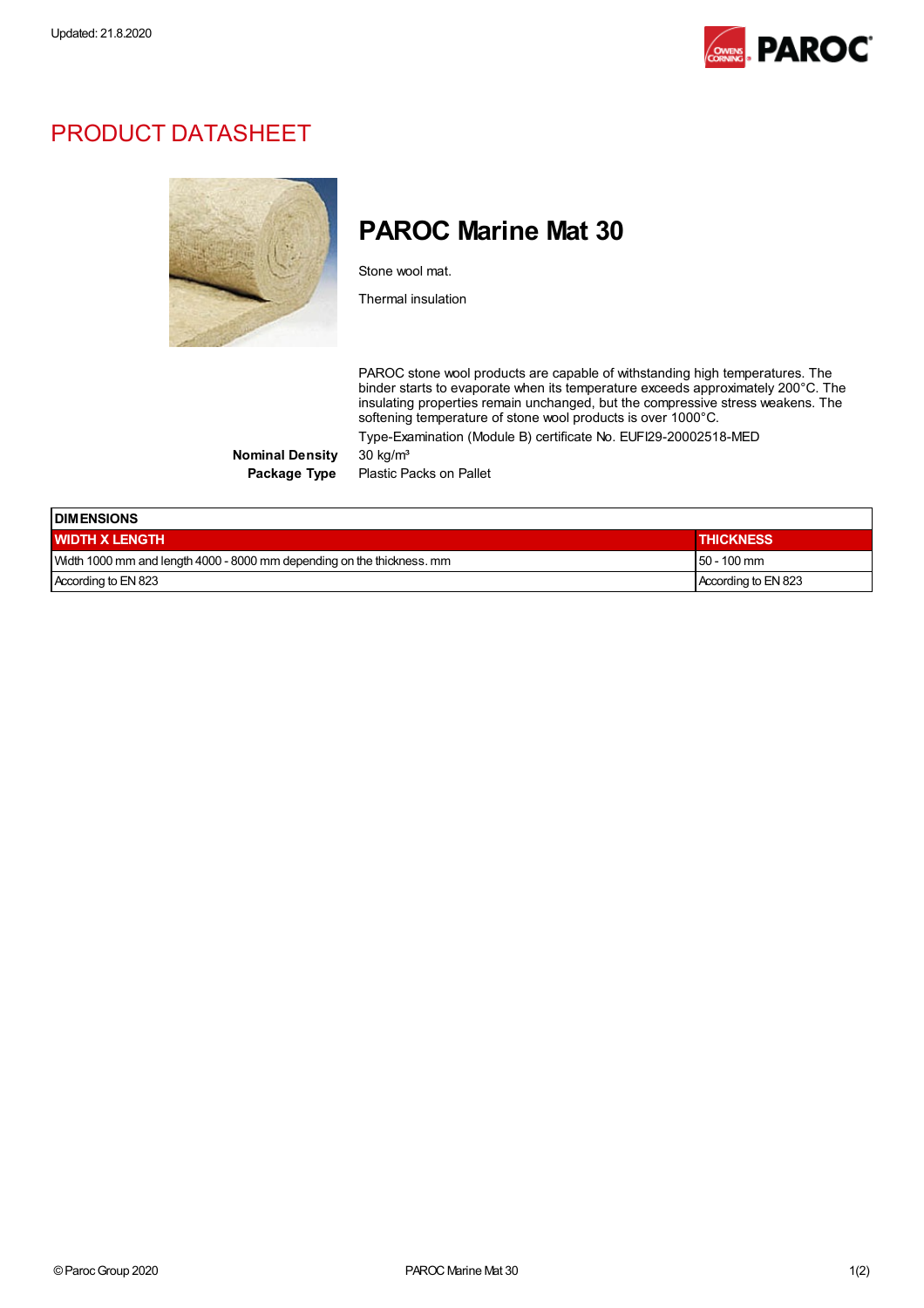Updated: 21.8.2020

# PRODUCT DATASHEET

## PAROC Marine Mat 30

Stone wool mat.

Thermal insulation

PAROC stone wool products are capable of withstanding high temperatures. The binder starts to evaporate when its temperature exceeds approximately 200°C. The insulating properties remain unchanged, but the compressive stress weakens. The softening temperature of stone wool products is over 1000°C.

Type-Examination (Module B) certificate No. EUFI29-20002518-MED

**Nominal Density** 30 kg/m³

**Package Type** Plastic Packs on Pallet

| DIMENSIONS | |
|---|---|
| **WIDTH X LENGTH** | **THICKNESS** |
| Width 1000 mm and length 4000 - 8000 mm depending on the thickness. mm | 50 - 100 mm |
| According to EN 823 | According to EN 823 |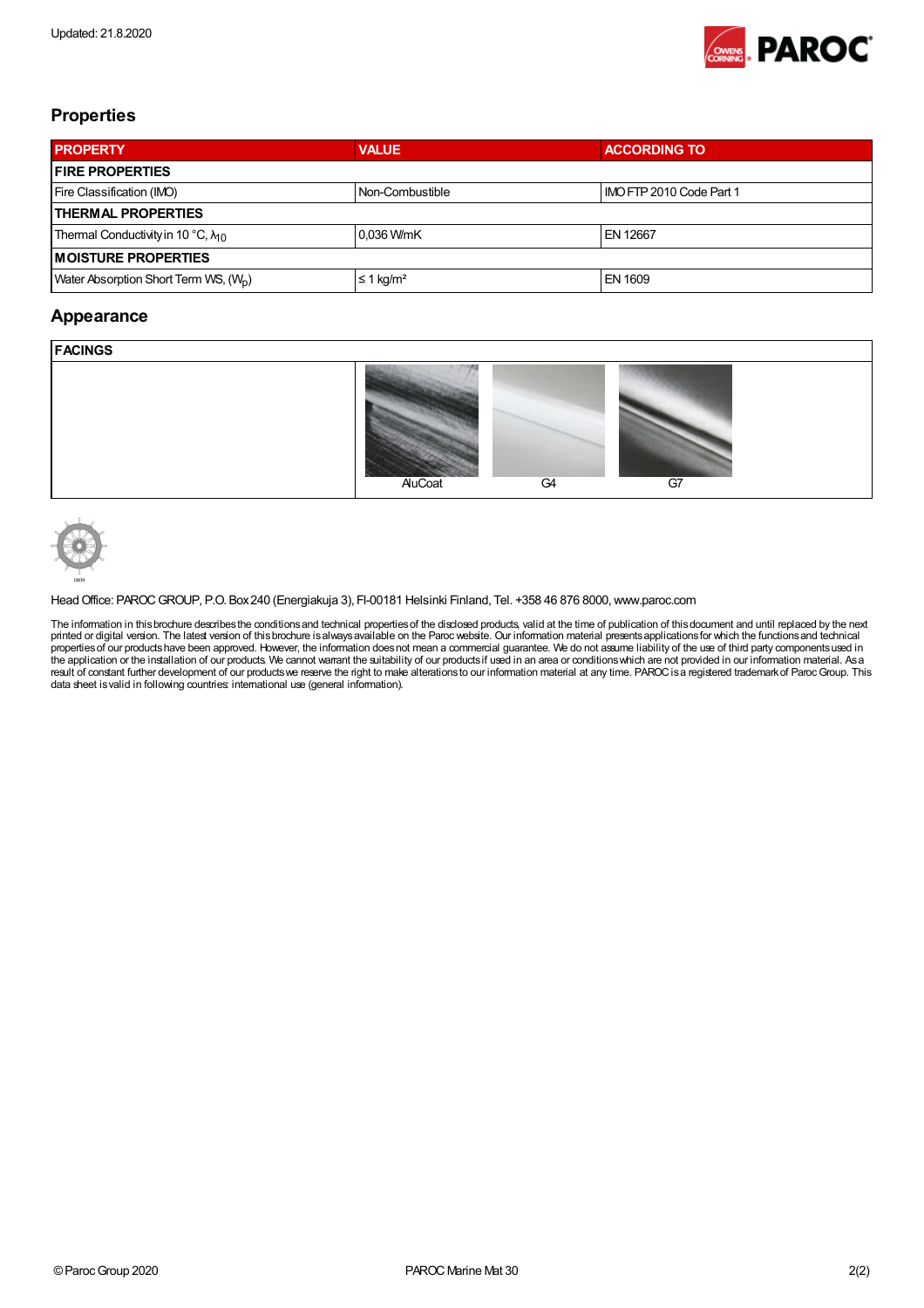Updated: 21.8.2020

## Properties

| PROPERTY | VALUE | ACCORDING TO |
|---|---|---|
| **FIRE PROPERTIES** | | |
| Fire Classification (IMO) | Non-Combustible | IMO FTP 2010 Code Part 1 |
| **THERMAL PROPERTIES** | | |
| Thermal Conductivity in 10 °C, $\lambda_{10}$ | 0,036 W/mK | EN 12667 |
| **MOISTURE PROPERTIES** | | |
| Water Absorption Short Term WS, ($W_p$) | ≤ 1 kg/m² | EN 1609 |

## Appearance

| FACINGS | | | |
|---|---|---|---|
| | AluCoat | G4 | G7 |

Head Office: PAROC GROUP, P.O. Box 240 (Energiakuja 3), FI-00181 Helsinki Finland, Tel. +358 46 876 8000, www.paroc.com

The information in this brochure describes the conditions and technical properties of the disclosed products, valid at the time of publication of this document and until replaced by the next printed or digital version. The latest version of this brochure is always available on the Paroc website. Our information material presents applications for which the functions and technical properties of our products have been approved. However, the information does not mean a commercial guarantee. We do not assume liability of the use of third party components used in the application or the installation of our products. We cannot warrant the suitability of our products if used in an area or conditions which are not provided in our information material. As a result of constant further development of our products we reserve the right to make alterations to our information material at any time. PAROC is a registered trademark of Paroc Group. This data sheet is valid in following countries: international use (general information).

© Paroc Group 2020

PAROC Marine Mat 30